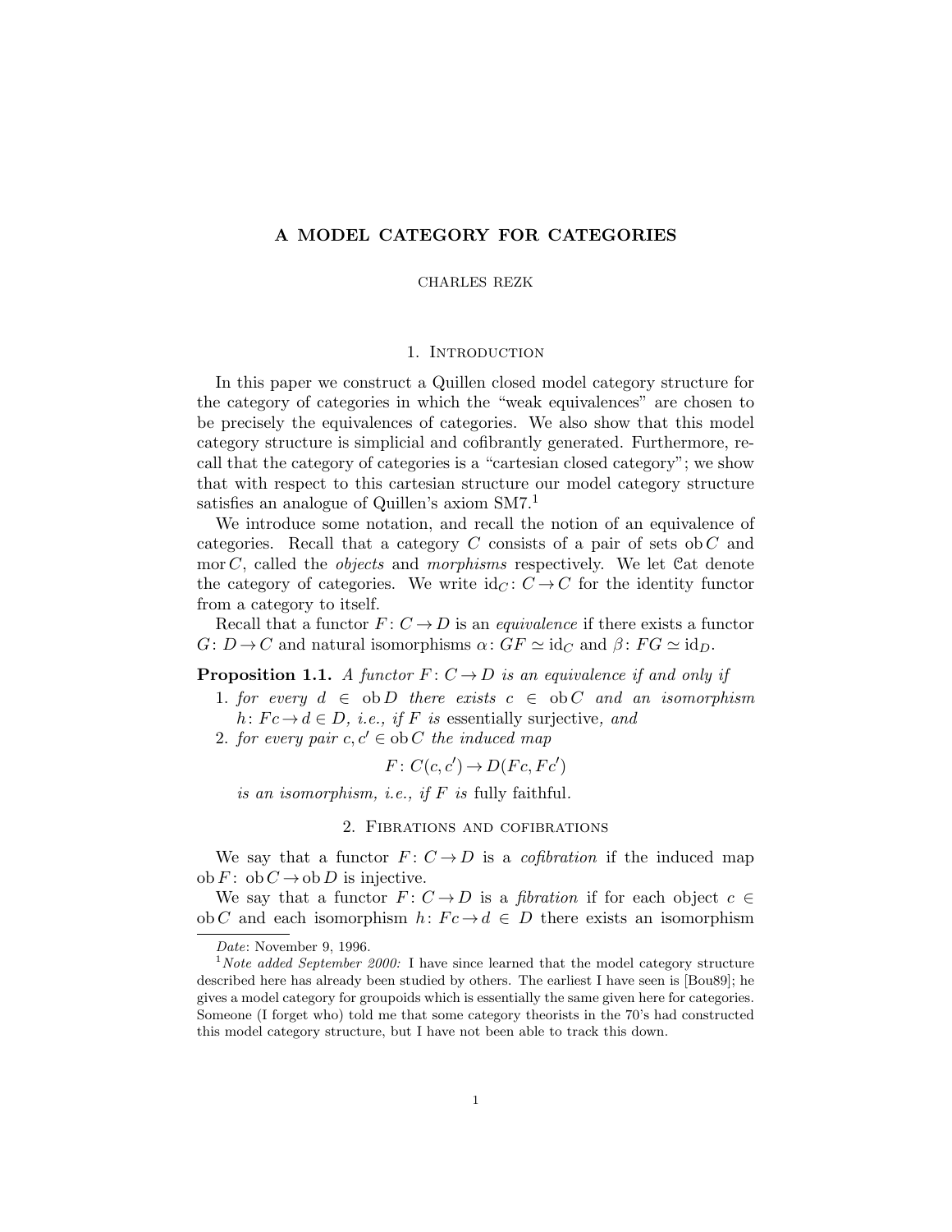# A MODEL CATEGORY FOR CATEGORIES

CHARLES REZK

## 1. Introduction

In this paper we construct a Quillen closed model category structure for the category of categories in which the "weak equivalences" are chosen to be precisely the equivalences of categories. We also show that this model category structure is simplicial and cofibrantly generated. Furthermore, recall that the category of categories is a "cartesian closed category"; we show that with respect to this cartesian structure our model category structure satisfies an analogue of Quillen's axiom SM7.[1]

We introduce some notation, and recall the notion of an equivalence of categories. Recall that a category $C$ consists of a pair of sets $\mathrm{ob}\, C$ and $\mathrm{mor}\, C$, called the *objects* and *morphisms* respectively. We let $\mathcal{C}\mathrm{at}$ denote the category of categories. We write $\mathrm{id}_C \colon C \to C$ for the identity functor from a category to itself.

Recall that a functor $F \colon C \to D$ is an *equivalence* if there exists a functor $G \colon D \to C$ and natural isomorphisms $\alpha \colon GF \simeq \mathrm{id}_C$ and $\beta \colon FG \simeq \mathrm{id}_D$.

**Proposition 1.1.** *A functor $F \colon C \to D$ is an equivalence if and only if*

1. *for every $d \in \mathrm{ob}\, D$ there exists $c \in \mathrm{ob}\, C$ and an isomorphism $h \colon Fc \to d \in D$, i.e., if $F$ is* essentially surjective, *and*
2. *for every pair $c, c' \in \mathrm{ob}\, C$ the induced map*
$$F \colon C(c, c') \to D(Fc, Fc')$$
*is an isomorphism, i.e., if $F$ is* fully faithful.

## 2. Fibrations and cofibrations

We say that a functor $F \colon C \to D$ is a *cofibration* if the induced map $\mathrm{ob}\, F \colon \mathrm{ob}\, C \to \mathrm{ob}\, D$ is injective.

We say that a functor $F \colon C \to D$ is a *fibration* if for each object $c \in \mathrm{ob}\, C$ and each isomorphism $h \colon Fc \to d \in D$ there exists an isomorphism

---

*Date*: November 9, 1996.

[1] *Note added September 2000:* I have since learned that the model category structure described here has already been studied by others. The earliest I have seen is [Bou89]; he gives a model category for groupoids which is essentially the same given here for categories. Someone (I forget who) told me that some category theorists in the 70's had constructed this model category structure, but I have not been able to track this down.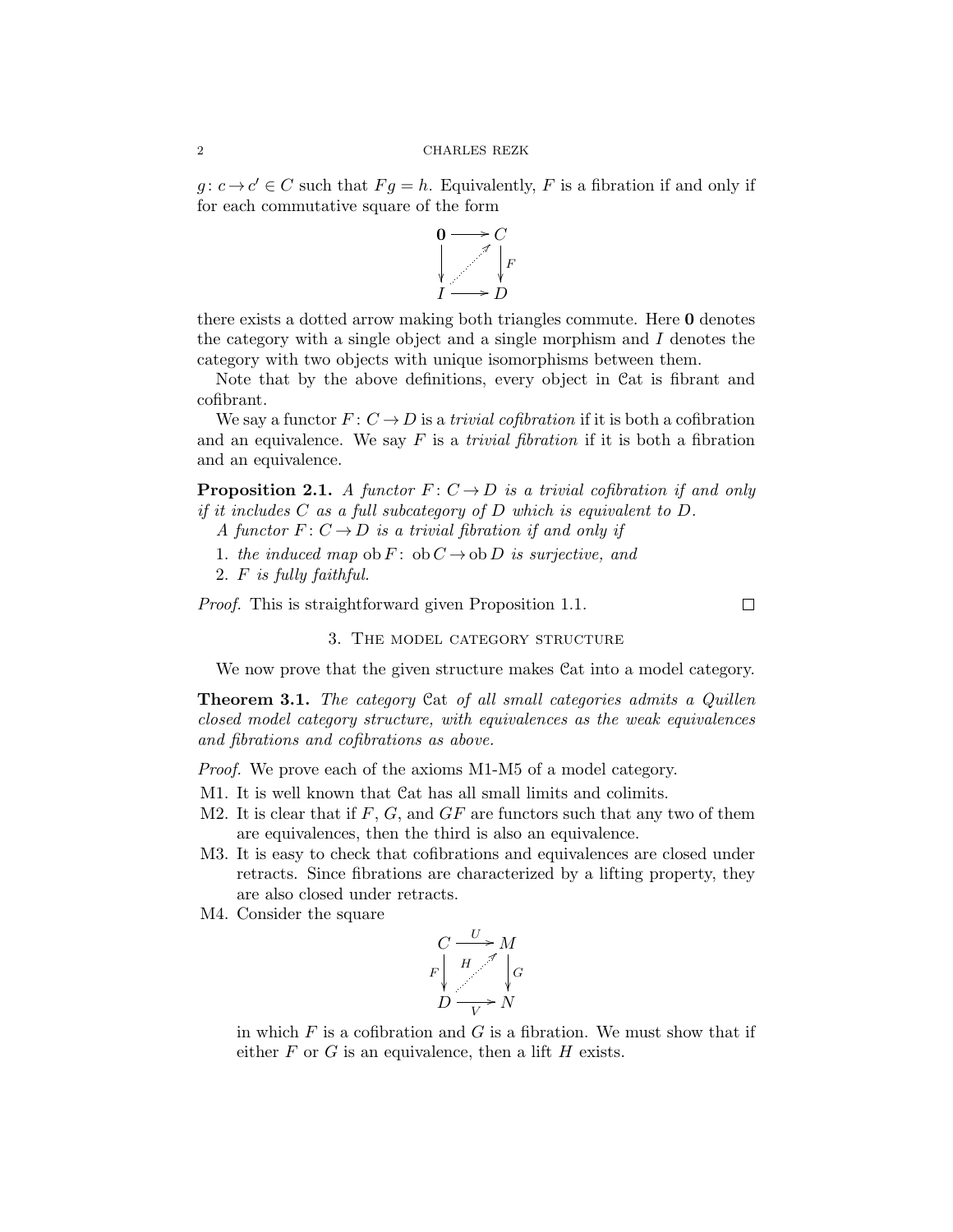$g\colon c \to c' \in C$ such that $Fg = h$. Equivalently, $F$ is a fibration if and only if for each commutative square of the form

$$\begin{array}{ccc} \mathbf{0} & \longrightarrow & C \\ \big\downarrow & \nearrow & \big\downarrow F \\ I & \longrightarrow & D \end{array}$$

there exists a dotted arrow making both triangles commute. Here $\mathbf{0}$ denotes the category with a single object and a single morphism and $I$ denotes the category with two objects with unique isomorphisms between them.

Note that by the above definitions, every object in $\mathcal{C}\mathrm{at}$ is fibrant and cofibrant.

We say a functor $F\colon C \to D$ is a *trivial cofibration* if it is both a cofibration and an equivalence. We say $F$ is a *trivial fibration* if it is both a fibration and an equivalence.

**Proposition 2.1.** *A functor $F\colon C \to D$ is a trivial cofibration if and only if it includes $C$ as a full subcategory of $D$ which is equivalent to $D$.*

*A functor $F\colon C \to D$ is a trivial fibration if and only if*

1. *the induced map $\operatorname{ob} F\colon \operatorname{ob} C \to \operatorname{ob} D$ is surjective, and*
2. *$F$ is fully faithful.*

*Proof.* This is straightforward given Proposition 1.1. □

## 3. The model category structure

We now prove that the given structure makes $\mathcal{C}\mathrm{at}$ into a model category.

**Theorem 3.1.** *The category $\mathcal{C}\mathrm{at}$ of all small categories admits a Quillen closed model category structure, with equivalences as the weak equivalences and fibrations and cofibrations as above.*

*Proof.* We prove each of the axioms M1-M5 of a model category.

- M1. It is well known that $\mathcal{C}\mathrm{at}$ has all small limits and colimits.
- M2. It is clear that if $F$, $G$, and $GF$ are functors such that any two of them are equivalences, then the third is also an equivalence.
- M3. It is easy to check that cofibrations and equivalences are closed under retracts. Since fibrations are characterized by a lifting property, they are also closed under retracts.
- M4. Consider the square

$$\begin{array}{ccc} C & \xrightarrow{U} & M \\ F\big\downarrow & \overset{H}{\nearrow} & \big\downarrow G \\ D & \xrightarrow[V]{} & N \end{array}$$

  in which $F$ is a cofibration and $G$ is a fibration. We must show that if either $F$ or $G$ is an equivalence, then a lift $H$ exists.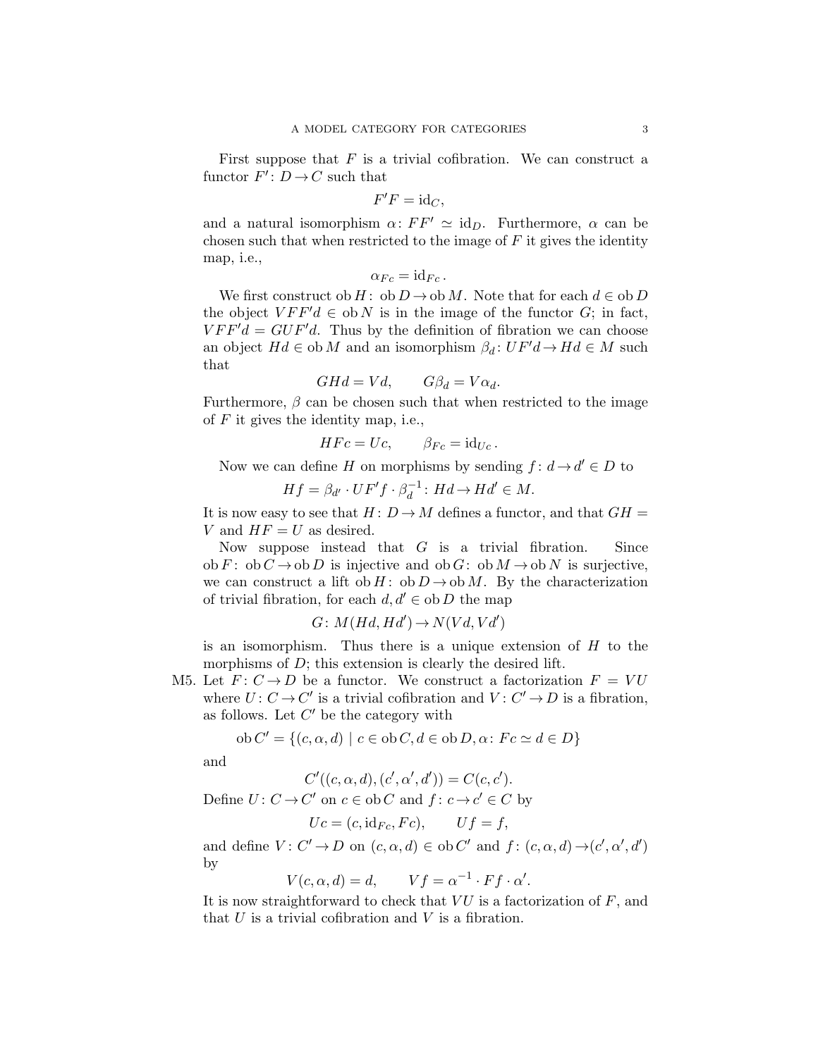First suppose that $F$ is a trivial cofibration. We can construct a functor $F' \colon D \to C$ such that

$$F'F = \mathrm{id}_C,$$

and a natural isomorphism $\alpha \colon FF' \simeq \mathrm{id}_D$. Furthermore, $\alpha$ can be chosen such that when restricted to the image of $F$ it gives the identity map, i.e.,

$$\alpha_{Fc} = \mathrm{id}_{Fc}.$$

We first construct $\mathrm{ob}\, H \colon \mathrm{ob}\, D \to \mathrm{ob}\, M$. Note that for each $d \in \mathrm{ob}\, D$ the object $VFF'd \in \mathrm{ob}\, N$ is in the image of the functor $G$; in fact, $VFF'd = GUF'd$. Thus by the definition of fibration we can choose an object $Hd \in \mathrm{ob}\, M$ and an isomorphism $\beta_d \colon UF'd \to Hd \in M$ such that

$$GHd = Vd, \qquad G\beta_d = V\alpha_d.$$

Furthermore, $\beta$ can be chosen such that when restricted to the image of $F$ it gives the identity map, i.e.,

$$HFc = Uc, \qquad \beta_{Fc} = \mathrm{id}_{Uc}.$$

Now we can define $H$ on morphisms by sending $f \colon d \to d' \in D$ to

$$Hf = \beta_{d'} \cdot UF'f \cdot \beta_d^{-1} \colon Hd \to Hd' \in M.$$

It is now easy to see that $H \colon D \to M$ defines a functor, and that $GH = V$ and $HF = U$ as desired.

Now suppose instead that $G$ is a trivial fibration. Since $\mathrm{ob}\, F \colon \mathrm{ob}\, C \to \mathrm{ob}\, D$ is injective and $\mathrm{ob}\, G \colon \mathrm{ob}\, M \to \mathrm{ob}\, N$ is surjective, we can construct a lift $\mathrm{ob}\, H \colon \mathrm{ob}\, D \to \mathrm{ob}\, M$. By the characterization of trivial fibration, for each $d, d' \in \mathrm{ob}\, D$ the map

$$G \colon M(Hd, Hd') \to N(Vd, Vd')$$

is an isomorphism. Thus there is a unique extension of $H$ to the morphisms of $D$; this extension is clearly the desired lift.

M5. Let $F \colon C \to D$ be a functor. We construct a factorization $F = VU$ where $U \colon C \to C'$ is a trivial cofibration and $V \colon C' \to D$ is a fibration, as follows. Let $C'$ be the category with

$$\mathrm{ob}\, C' = \{(c, \alpha, d) \mid c \in \mathrm{ob}\, C, d \in \mathrm{ob}\, D, \alpha \colon Fc \simeq d \in D\}$$

and

$$C'((c, \alpha, d), (c', \alpha', d')) = C(c, c').$$

Define $U \colon C \to C'$ on $c \in \mathrm{ob}\, C$ and $f \colon c \to c' \in C$ by

$$Uc = (c, \mathrm{id}_{Fc}, Fc), \qquad Uf = f,$$

and define $V \colon C' \to D$ on $(c, \alpha, d) \in \mathrm{ob}\, C'$ and $f \colon (c, \alpha, d) \to (c', \alpha', d')$ by

$$V(c, \alpha, d) = d, \qquad Vf = \alpha^{-1} \cdot Ff \cdot \alpha'.$$

It is now straightforward to check that $VU$ is a factorization of $F$, and that $U$ is a trivial cofibration and $V$ is a fibration.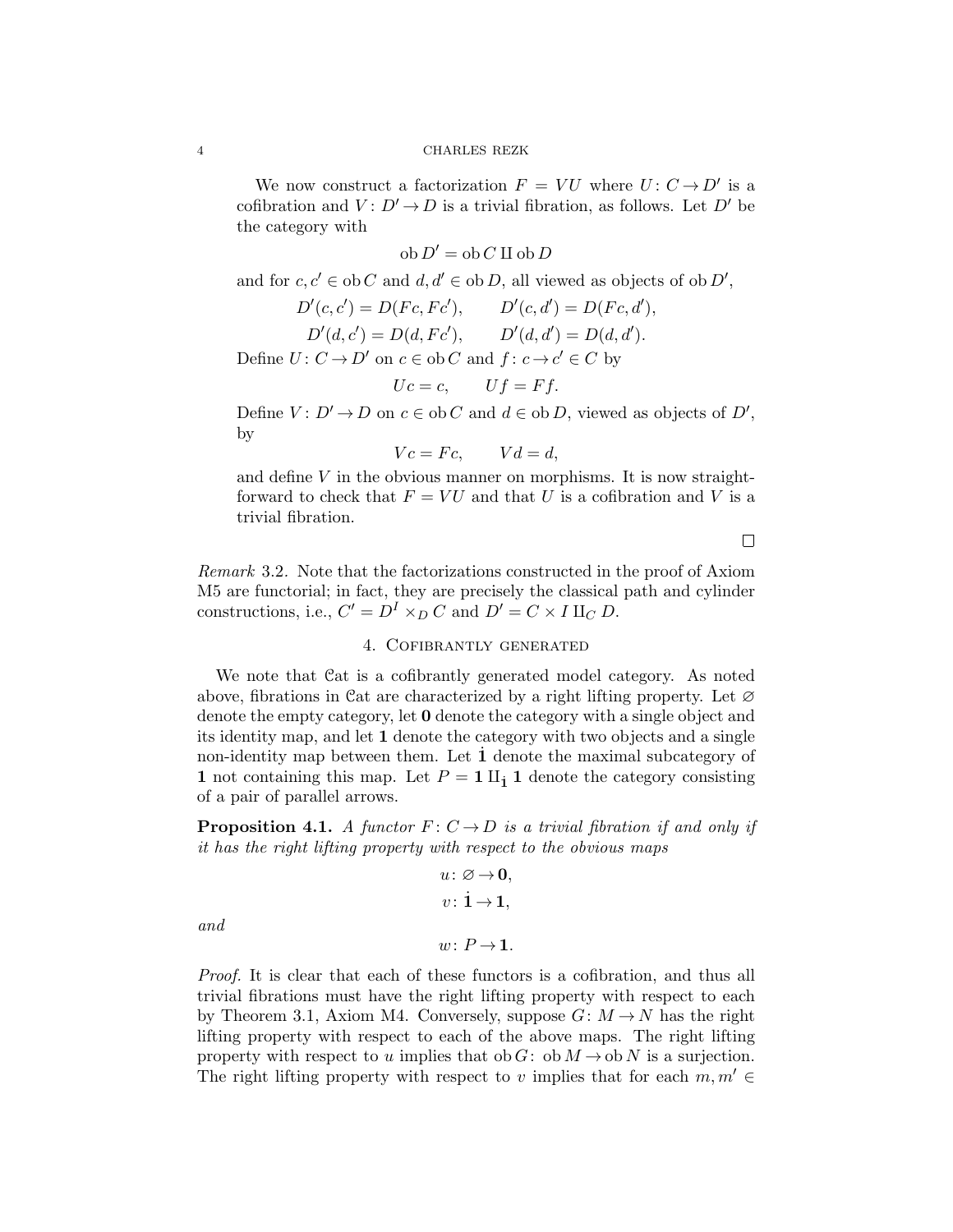We now construct a factorization $F = VU$ where $U: C \to D'$ is a cofibration and $V: D' \to D$ is a trivial fibration, as follows. Let $D'$ be the category with

$$\operatorname{ob} D' = \operatorname{ob} C \amalg \operatorname{ob} D$$

and for $c, c' \in \operatorname{ob} C$ and $d, d' \in \operatorname{ob} D$, all viewed as objects of $\operatorname{ob} D'$,

$$D'(c, c') = D(Fc, Fc'), \qquad D'(c, d') = D(Fc, d'),$$
$$D'(d, c') = D(d, Fc'), \qquad D'(d, d') = D(d, d').$$

Define $U: C \to D'$ on $c \in \operatorname{ob} C$ and $f: c \to c' \in C$ by

$$Uc = c, \qquad Uf = Ff.$$

Define $V: D' \to D$ on $c \in \operatorname{ob} C$ and $d \in \operatorname{ob} D$, viewed as objects of $D'$, by

$$Vc = Fc, \qquad Vd = d,$$

and define $V$ in the obvious manner on morphisms. It is now straightforward to check that $F = VU$ and that $U$ is a cofibration and $V$ is a trivial fibration.

□

*Remark* 3.2. Note that the factorizations constructed in the proof of Axiom M5 are functorial; in fact, they are precisely the classical path and cylinder constructions, i.e., $C' = D^I \times_D C$ and $D' = C \times I \amalg_C D$.

## 4. Cofibrantly generated

We note that $\mathcal{C}at$ is a cofibrantly generated model category. As noted above, fibrations in $\mathcal{C}at$ are characterized by a right lifting property. Let $\varnothing$ denote the empty category, let $\mathbf{0}$ denote the category with a single object and its identity map, and let $\mathbf{1}$ denote the category with two objects and a single non-identity map between them. Let $\dot{\mathbf{1}}$ denote the maximal subcategory of $\mathbf{1}$ not containing this map. Let $P = \mathbf{1} \amalg_{\dot{\mathbf{1}}} \mathbf{1}$ denote the category consisting of a pair of parallel arrows.

**Proposition 4.1.** *A functor $F: C \to D$ is a trivial fibration if and only if it has the right lifting property with respect to the obvious maps*

$$u: \varnothing \to \mathbf{0},$$
$$v: \dot{\mathbf{1}} \to \mathbf{1},$$

*and*

$$w: P \to \mathbf{1}.$$

*Proof.* It is clear that each of these functors is a cofibration, and thus all trivial fibrations must have the right lifting property with respect to each by Theorem 3.1, Axiom M4. Conversely, suppose $G: M \to N$ has the right lifting property with respect to each of the above maps. The right lifting property with respect to $u$ implies that $\operatorname{ob} G: \operatorname{ob} M \to \operatorname{ob} N$ is a surjection. The right lifting property with respect to $v$ implies that for each $m, m' \in$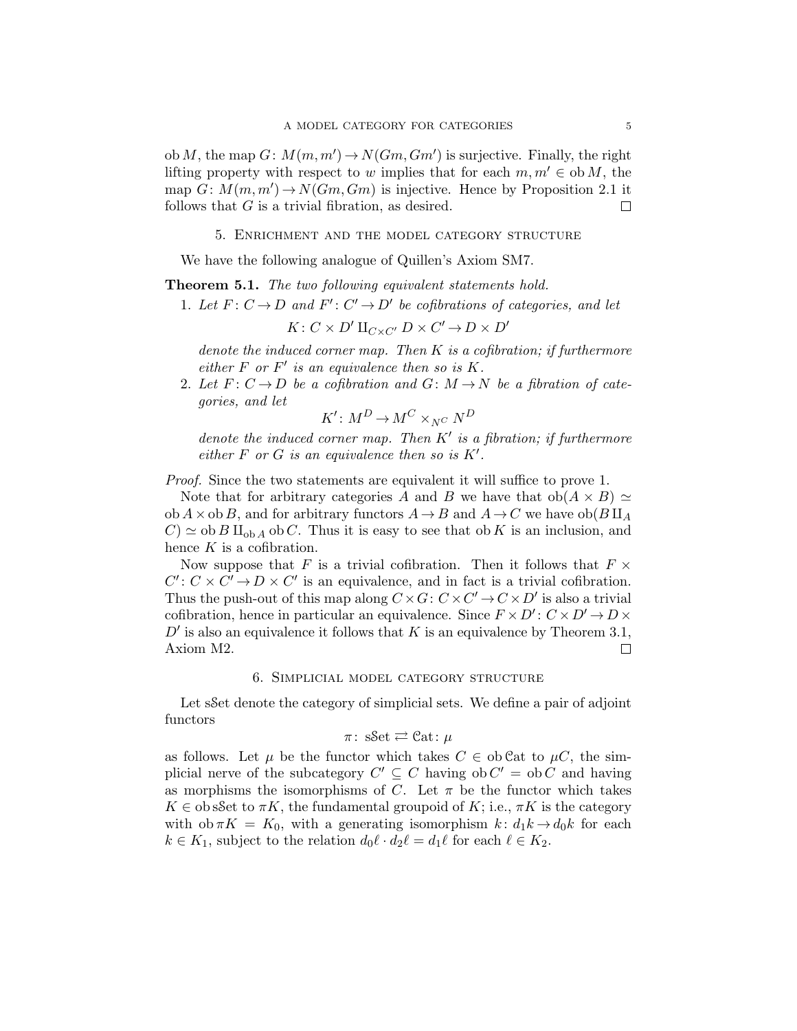$\operatorname{ob} M$, the map $G\colon M(m,m') \to N(Gm, Gm')$ is surjective. Finally, the right lifting property with respect to $w$ implies that for each $m, m' \in \operatorname{ob} M$, the map $G\colon M(m,m') \to N(Gm, Gm)$ is injective. Hence by Proposition 2.1 it follows that $G$ is a trivial fibration, as desired. $\square$

## 5. Enrichment and the model category structure

We have the following analogue of Quillen's Axiom SM7.

**Theorem 5.1.** *The two following equivalent statements hold.*

1. *Let $F\colon C \to D$ and $F'\colon C' \to D'$ be cofibrations of categories, and let*
$$K\colon C \times D' \amalg_{C \times C'} D \times C' \to D \times D'$$
*denote the induced corner map. Then $K$ is a cofibration; if furthermore either $F$ or $F'$ is an equivalence then so is $K$.*
2. *Let $F\colon C \to D$ be a cofibration and $G\colon M \to N$ be a fibration of categories, and let*
$$K'\colon M^D \to M^C \times_{N^C} N^D$$
*denote the induced corner map. Then $K'$ is a fibration; if furthermore either $F$ or $G$ is an equivalence then so is $K'$.*

*Proof.* Since the two statements are equivalent it will suffice to prove 1.

Note that for arbitrary categories $A$ and $B$ we have that $\operatorname{ob}(A \times B) \simeq \operatorname{ob} A \times \operatorname{ob} B$, and for arbitrary functors $A \to B$ and $A \to C$ we have $\operatorname{ob}(B \amalg_A C) \simeq \operatorname{ob} B \amalg_{\operatorname{ob} A} \operatorname{ob} C$. Thus it is easy to see that $\operatorname{ob} K$ is an inclusion, and hence $K$ is a cofibration.

Now suppose that $F$ is a trivial cofibration. Then it follows that $F \times C'\colon C \times C' \to D \times C'$ is an equivalence, and in fact is a trivial cofibration. Thus the push-out of this map along $C \times G\colon C \times C' \to C \times D'$ is also a trivial cofibration, hence in particular an equivalence. Since $F \times D'\colon C \times D' \to D \times D'$ is also an equivalence it follows that $K$ is an equivalence by Theorem 3.1, Axiom M2. $\square$

## 6. Simplicial model category structure

Let $s\mathcal{S}\mathrm{et}$ denote the category of simplicial sets. We define a pair of adjoint functors
$$\pi\colon s\mathcal{S}\mathrm{et} \rightleftarrows \mathcal{C}\mathrm{at}\colon \mu$$
as follows. Let $\mu$ be the functor which takes $C \in \operatorname{ob} \mathcal{C}\mathrm{at}$ to $\mu C$, the simplicial nerve of the subcategory $C' \subseteq C$ having $\operatorname{ob} C' = \operatorname{ob} C$ and having as morphisms the isomorphisms of $C$. Let $\pi$ be the functor which takes $K \in \operatorname{ob} s\mathcal{S}\mathrm{et}$ to $\pi K$, the fundamental groupoid of $K$; i.e., $\pi K$ is the category with $\operatorname{ob} \pi K = K_0$, with a generating isomorphism $k\colon d_1 k \to d_0 k$ for each $k \in K_1$, subject to the relation $d_0 \ell \cdot d_2 \ell = d_1 \ell$ for each $\ell \in K_2$.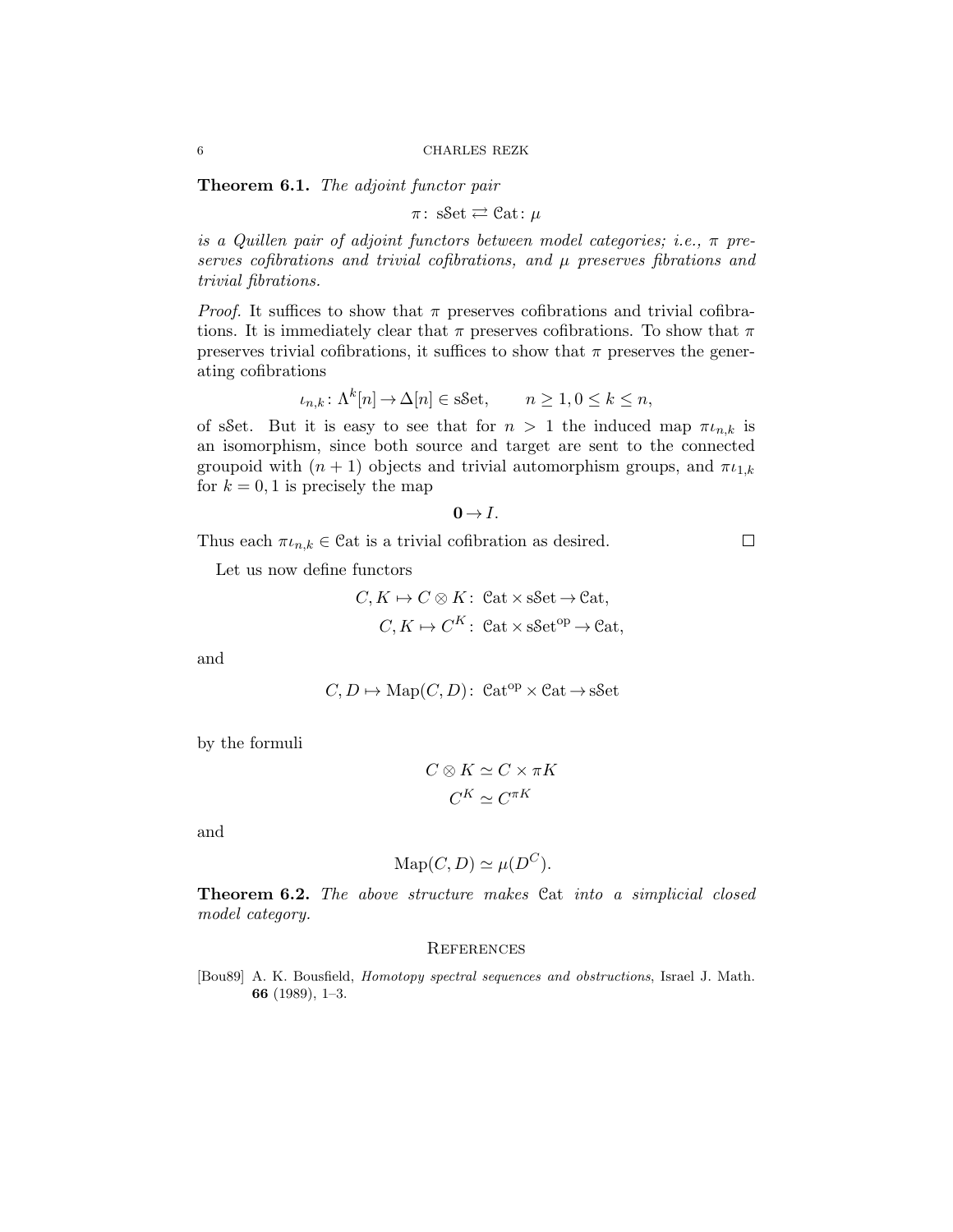**Theorem 6.1.** *The adjoint functor pair*

$$\pi\colon \text{sSet} \rightleftarrows \mathcal{C}\text{at}\colon \mu$$

*is a Quillen pair of adjoint functors between model categories; i.e., $\pi$ preserves cofibrations and trivial cofibrations, and $\mu$ preserves fibrations and trivial fibrations.*

*Proof.* It suffices to show that $\pi$ preserves cofibrations and trivial cofibrations. It is immediately clear that $\pi$ preserves cofibrations. To show that $\pi$ preserves trivial cofibrations, it suffices to show that $\pi$ preserves the generating cofibrations

$$\iota_{n,k}\colon \Lambda^k[n] \to \Delta[n] \in \text{sSet}, \qquad n \geq 1, 0 \leq k \leq n,$$

of sSet. But it is easy to see that for $n > 1$ the induced map $\pi\iota_{n,k}$ is an isomorphism, since both source and target are sent to the connected groupoid with $(n+1)$ objects and trivial automorphism groups, and $\pi\iota_{1,k}$ for $k = 0, 1$ is precisely the map

$$\mathbf{0} \to I.$$

Thus each $\pi\iota_{n,k} \in \mathcal{C}\text{at}$ is a trivial cofibration as desired. $\square$

Let us now define functors

$$C, K \mapsto C \otimes K\colon \mathcal{C}\text{at} \times \text{sSet} \to \mathcal{C}\text{at},$$
$$C, K \mapsto C^K\colon \mathcal{C}\text{at} \times \text{sSet}^{\text{op}} \to \mathcal{C}\text{at},$$

and

$$C, D \mapsto \text{Map}(C, D)\colon \mathcal{C}\text{at}^{\text{op}} \times \mathcal{C}\text{at} \to \text{sSet}$$

by the formuli

$$C \otimes K \simeq C \times \pi K$$
$$C^K \simeq C^{\pi K}$$

and

$$\text{Map}(C, D) \simeq \mu(D^C).$$

**Theorem 6.2.** *The above structure makes $\mathcal{C}\text{at}$ into a simplicial closed model category.*

## References

[Bou89] A. K. Bousfield, *Homotopy spectral sequences and obstructions*, Israel J. Math. **66** (1989), 1–3.